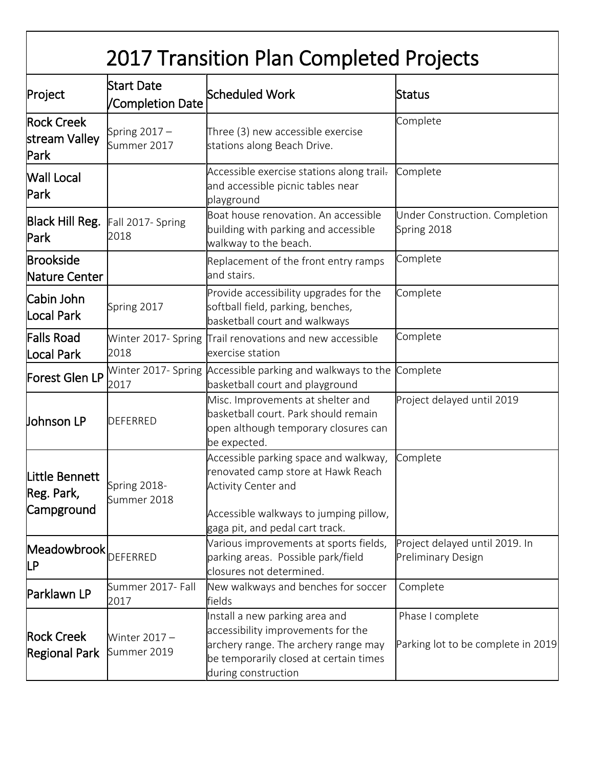# 2017 Transition Plan Completed Projects

| Project | Start Date /Completion Date | Scheduled Work | Status |
|---|---|---|---|
| Rock Creek stream Valley Park | Spring 2017 – Summer 2017 | Three (3) new accessible exercise stations along Beach Drive. | Complete |
| Wall Local Park | | Accessible exercise stations along trail. and accessible picnic tables near playground | Complete |
| Black Hill Reg. Park | Fall 2017- Spring 2018 | Boat house renovation. An accessible building with parking and accessible walkway to the beach. | Under Construction. Completion Spring 2018 |
| Brookside Nature Center | | Replacement of the front entry ramps and stairs. | Complete |
| Cabin John Local Park | Spring 2017 | Provide accessibility upgrades for the softball field, parking, benches, basketball court and walkways | Complete |
| Falls Road Local Park | Winter 2017- Spring 2018 | Trail renovations and new accessible exercise station | Complete |
| Forest Glen LP | Winter 2017- Spring 2017 | Accessible parking and walkways to the basketball court and playground | Complete |
| Johnson LP | DEFERRED | Misc. Improvements at shelter and basketball court. Park should remain open although temporary closures can be expected. | Project delayed until 2019 |
| Little Bennett Reg. Park, Campground | Spring 2018- Summer 2018 | Accessible parking space and walkway, renovated camp store at Hawk Reach Activity Center and<br><br>Accessible walkways to jumping pillow, gaga pit, and pedal cart track. | Complete |
| Meadowbrook LP | DEFERRED | Various improvements at sports fields, parking areas. Possible park/field closures not determined. | Project delayed until 2019. In Preliminary Design |
| Parklawn LP | Summer 2017- Fall 2017 | New walkways and benches for soccer fields | Complete |
| Rock Creek Regional Park | Winter 2017 – Summer 2019 | Install a new parking area and accessibility improvements for the archery range. The archery range may be temporarily closed at certain times during construction | Phase I complete<br><br>Parking lot to be complete in 2019 |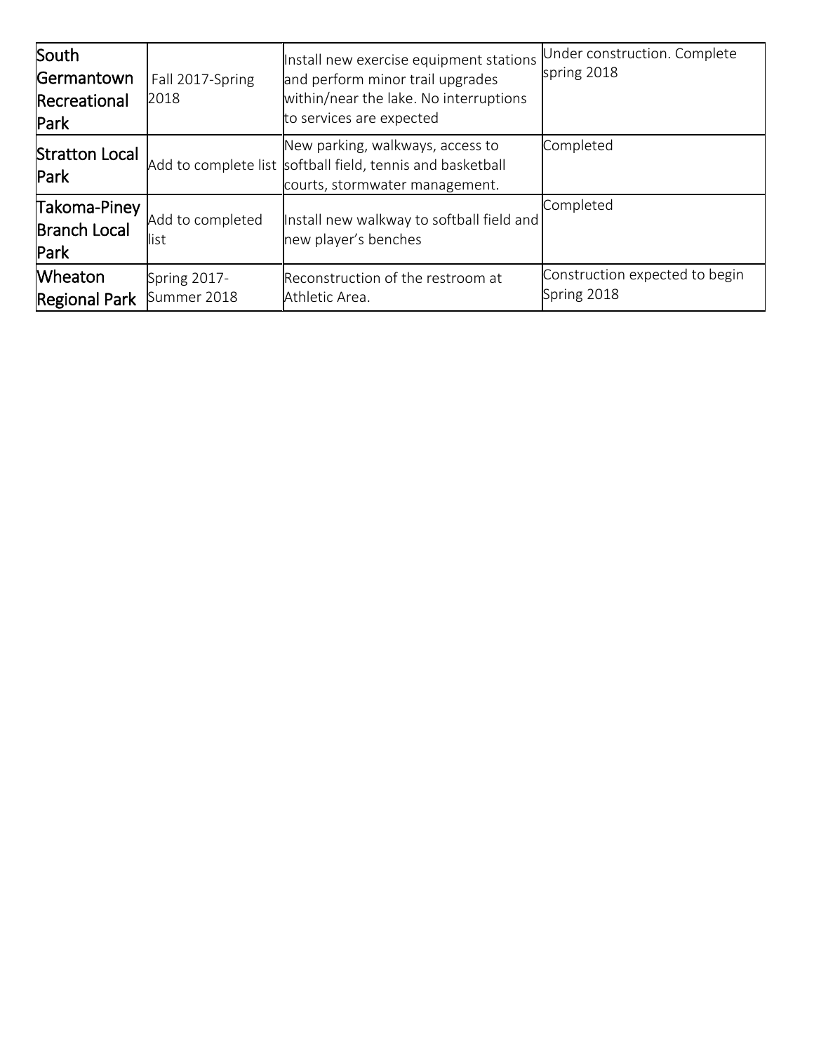| | | | |
|---|---|---|---|
| South Germantown Recreational Park | Fall 2017-Spring 2018 | Install new exercise equipment stations and perform minor trail upgrades within/near the lake. No interruptions to services are expected | Under construction. Complete spring 2018 |
| Stratton Local Park | Add to complete list | New parking, walkways, access to softball field, tennis and basketball courts, stormwater management. | Completed |
| Takoma-Piney Branch Local Park | Add to completed list | Install new walkway to softball field and new player's benches | Completed |
| Wheaton Regional Park | Spring 2017-Summer 2018 | Reconstruction of the restroom at Athletic Area. | Construction expected to begin Spring 2018 |